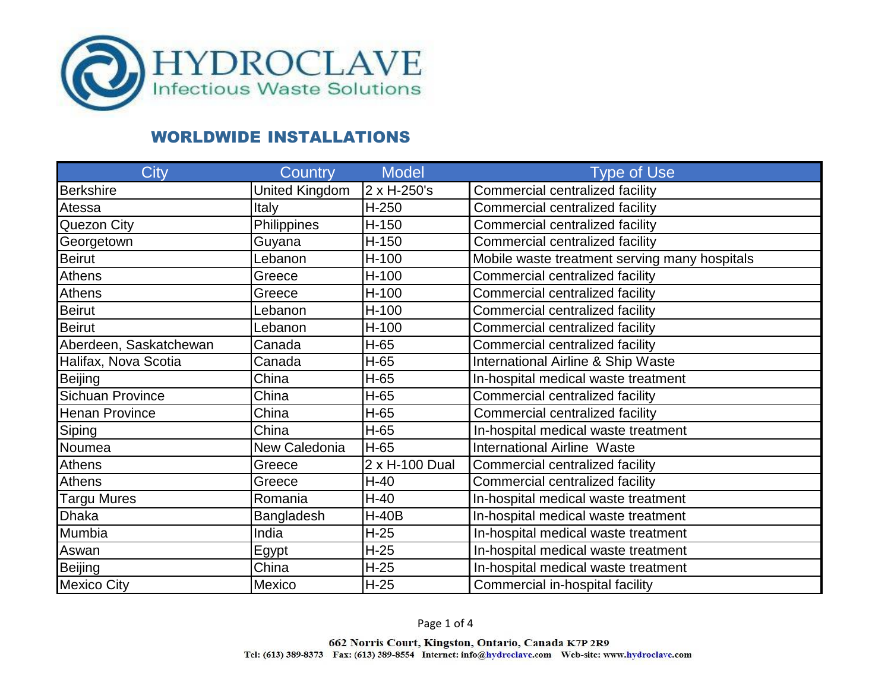# HYDROCLAVE

Infectious Waste Solutions

## WORLDWIDE INSTALLATIONS

| City | Country | Model | Type of Use |
|---|---|---|---|
| Berkshire | United Kingdom | 2 x H-250's | Commercial centralized facility |
| Atessa | Italy | H-250 | Commercial centralized facility |
| Quezon City | Philippines | H-150 | Commercial centralized facility |
| Georgetown | Guyana | H-150 | Commercial centralized facility |
| Beirut | Lebanon | H-100 | Mobile waste treatment serving many hospitals |
| Athens | Greece | H-100 | Commercial centralized facility |
| Athens | Greece | H-100 | Commercial centralized facility |
| Beirut | Lebanon | H-100 | Commercial centralized facility |
| Beirut | Lebanon | H-100 | Commercial centralized facility |
| Aberdeen, Saskatchewan | Canada | H-65 | Commercial centralized facility |
| Halifax, Nova Scotia | Canada | H-65 | International Airline & Ship Waste |
| Beijing | China | H-65 | In-hospital medical waste treatment |
| Sichuan Province | China | H-65 | Commercial centralized facility |
| Henan Province | China | H-65 | Commercial centralized facility |
| Siping | China | H-65 | In-hospital medical waste treatment |
| Noumea | New Caledonia | H-65 | International Airline Waste |
| Athens | Greece | 2 x H-100 Dual | Commercial centralized facility |
| Athens | Greece | H-40 | Commercial centralized facility |
| Targu Mures | Romania | H-40 | In-hospital medical waste treatment |
| Dhaka | Bangladesh | H-40B | In-hospital medical waste treatment |
| Mumbia | India | H-25 | In-hospital medical waste treatment |
| Aswan | Egypt | H-25 | In-hospital medical waste treatment |
| Beijing | China | H-25 | In-hospital medical waste treatment |
| Mexico City | Mexico | H-25 | Commercial in-hospital facility |

662 Norris Court, Kingston, Ontario, Canada K7P 2R9
Tel: (613) 389-8373 Fax: (613) 389-8554 Internet: info@hydroclave.com Web-site: www.hydroclave.com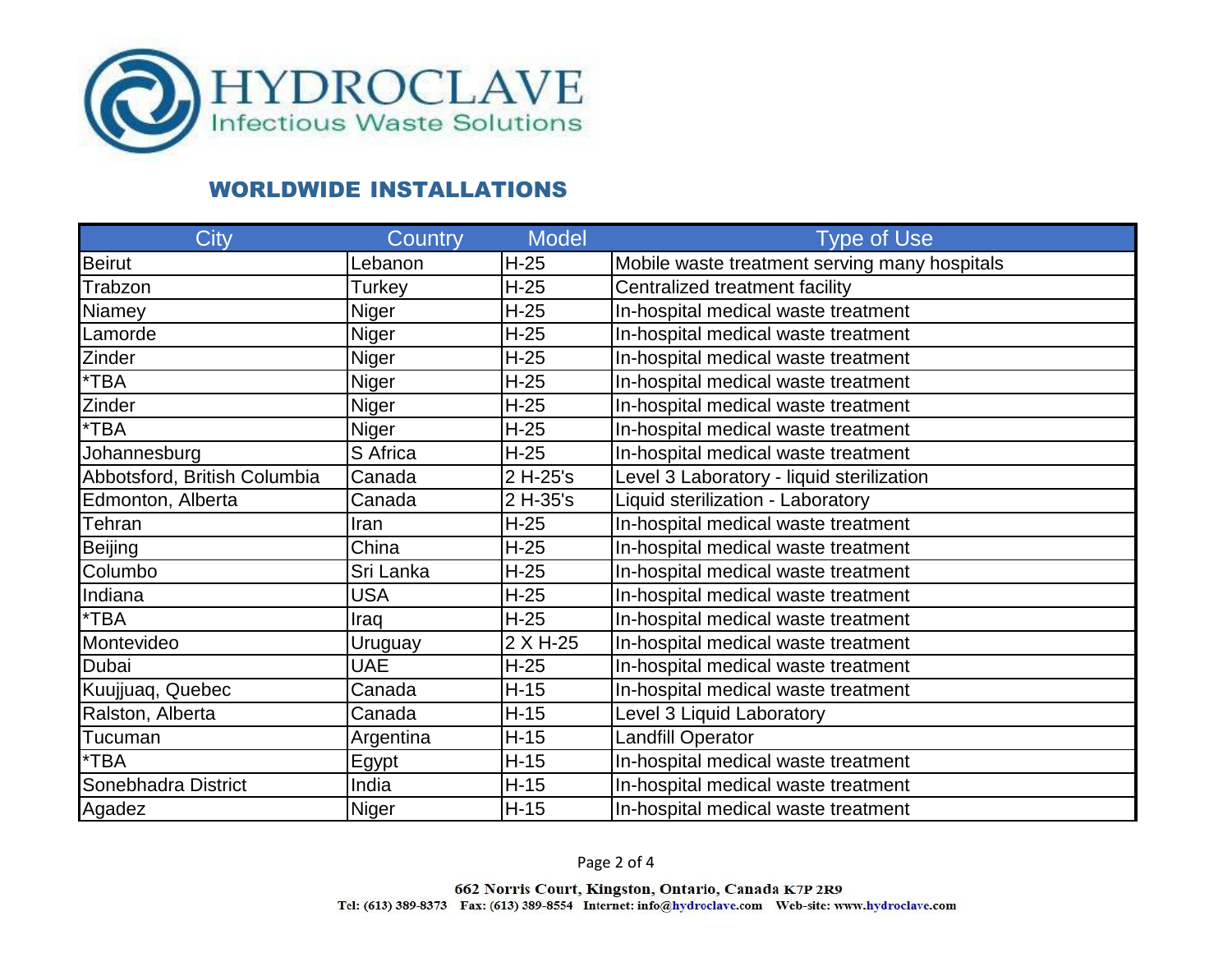# HYDROCLAVE

Infectious Waste Solutions

## WORLDWIDE INSTALLATIONS

| City | Country | Model | Type of Use |
|---|---|---|---|
| Beirut | Lebanon | H-25 | Mobile waste treatment serving many hospitals |
| Trabzon | Turkey | H-25 | Centralized treatment facility |
| Niamey | Niger | H-25 | In-hospital medical waste treatment |
| Lamorde | Niger | H-25 | In-hospital medical waste treatment |
| Zinder | Niger | H-25 | In-hospital medical waste treatment |
| *TBA | Niger | H-25 | In-hospital medical waste treatment |
| Zinder | Niger | H-25 | In-hospital medical waste treatment |
| *TBA | Niger | H-25 | In-hospital medical waste treatment |
| Johannesburg | S Africa | H-25 | In-hospital medical waste treatment |
| Abbotsford, British Columbia | Canada | 2 H-25's | Level 3 Laboratory - liquid sterilization |
| Edmonton, Alberta | Canada | 2 H-35's | Liquid sterilization - Laboratory |
| Tehran | Iran | H-25 | In-hospital medical waste treatment |
| Beijing | China | H-25 | In-hospital medical waste treatment |
| Columbo | Sri Lanka | H-25 | In-hospital medical waste treatment |
| Indiana | USA | H-25 | In-hospital medical waste treatment |
| *TBA | Iraq | H-25 | In-hospital medical waste treatment |
| Montevideo | Uruguay | 2 X H-25 | In-hospital medical waste treatment |
| Dubai | UAE | H-25 | In-hospital medical waste treatment |
| Kuujjuaq, Quebec | Canada | H-15 | In-hospital medical waste treatment |
| Ralston, Alberta | Canada | H-15 | Level 3 Liquid Laboratory |
| Tucuman | Argentina | H-15 | Landfill Operator |
| *TBA | Egypt | H-15 | In-hospital medical waste treatment |
| Sonebhadra District | India | H-15 | In-hospital medical waste treatment |
| Agadez | Niger | H-15 | In-hospital medical waste treatment |

662 Norris Court, Kingston, Ontario, Canada K7P 2R9
Tel: (613) 389-8373 Fax: (613) 389-8554 Internet: info@hydroclave.com Web-site: www.hydroclave.com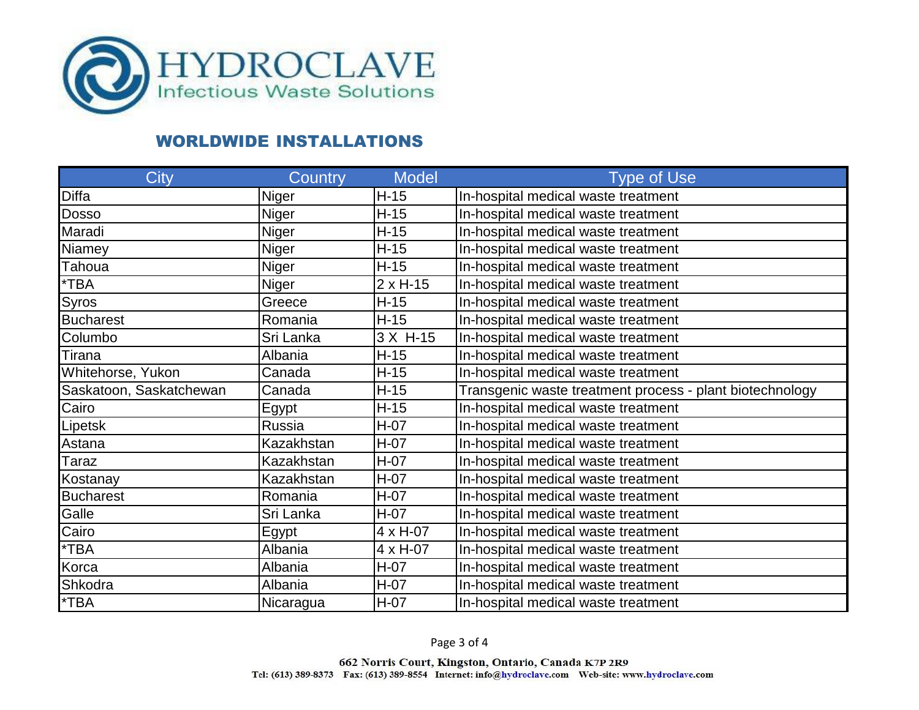# HYDROCLAVE

Infectious Waste Solutions

## WORLDWIDE INSTALLATIONS

| City | Country | Model | Type of Use |
|---|---|---|---|
| Diffa | Niger | H-15 | In-hospital medical waste treatment |
| Dosso | Niger | H-15 | In-hospital medical waste treatment |
| Maradi | Niger | H-15 | In-hospital medical waste treatment |
| Niamey | Niger | H-15 | In-hospital medical waste treatment |
| Tahoua | Niger | H-15 | In-hospital medical waste treatment |
| *TBA | Niger | 2 x H-15 | In-hospital medical waste treatment |
| Syros | Greece | H-15 | In-hospital medical waste treatment |
| Bucharest | Romania | H-15 | In-hospital medical waste treatment |
| Columbo | Sri Lanka | 3 X H-15 | In-hospital medical waste treatment |
| Tirana | Albania | H-15 | In-hospital medical waste treatment |
| Whitehorse, Yukon | Canada | H-15 | In-hospital medical waste treatment |
| Saskatoon, Saskatchewan | Canada | H-15 | Transgenic waste treatment process - plant biotechnology |
| Cairo | Egypt | H-15 | In-hospital medical waste treatment |
| Lipetsk | Russia | H-07 | In-hospital medical waste treatment |
| Astana | Kazakhstan | H-07 | In-hospital medical waste treatment |
| Taraz | Kazakhstan | H-07 | In-hospital medical waste treatment |
| Kostanay | Kazakhstan | H-07 | In-hospital medical waste treatment |
| Bucharest | Romania | H-07 | In-hospital medical waste treatment |
| Galle | Sri Lanka | H-07 | In-hospital medical waste treatment |
| Cairo | Egypt | 4 x H-07 | In-hospital medical waste treatment |
| *TBA | Albania | 4 x H-07 | In-hospital medical waste treatment |
| Korca | Albania | H-07 | In-hospital medical waste treatment |
| Shkodra | Albania | H-07 | In-hospital medical waste treatment |
| *TBA | Nicaragua | H-07 | In-hospital medical waste treatment |

662 Norris Court, Kingston, Ontario, Canada K7P 2R9
Tel: (613) 389-8373 Fax: (613) 389-8554 Internet: info@hydroclave.com Web-site: www.hydroclave.com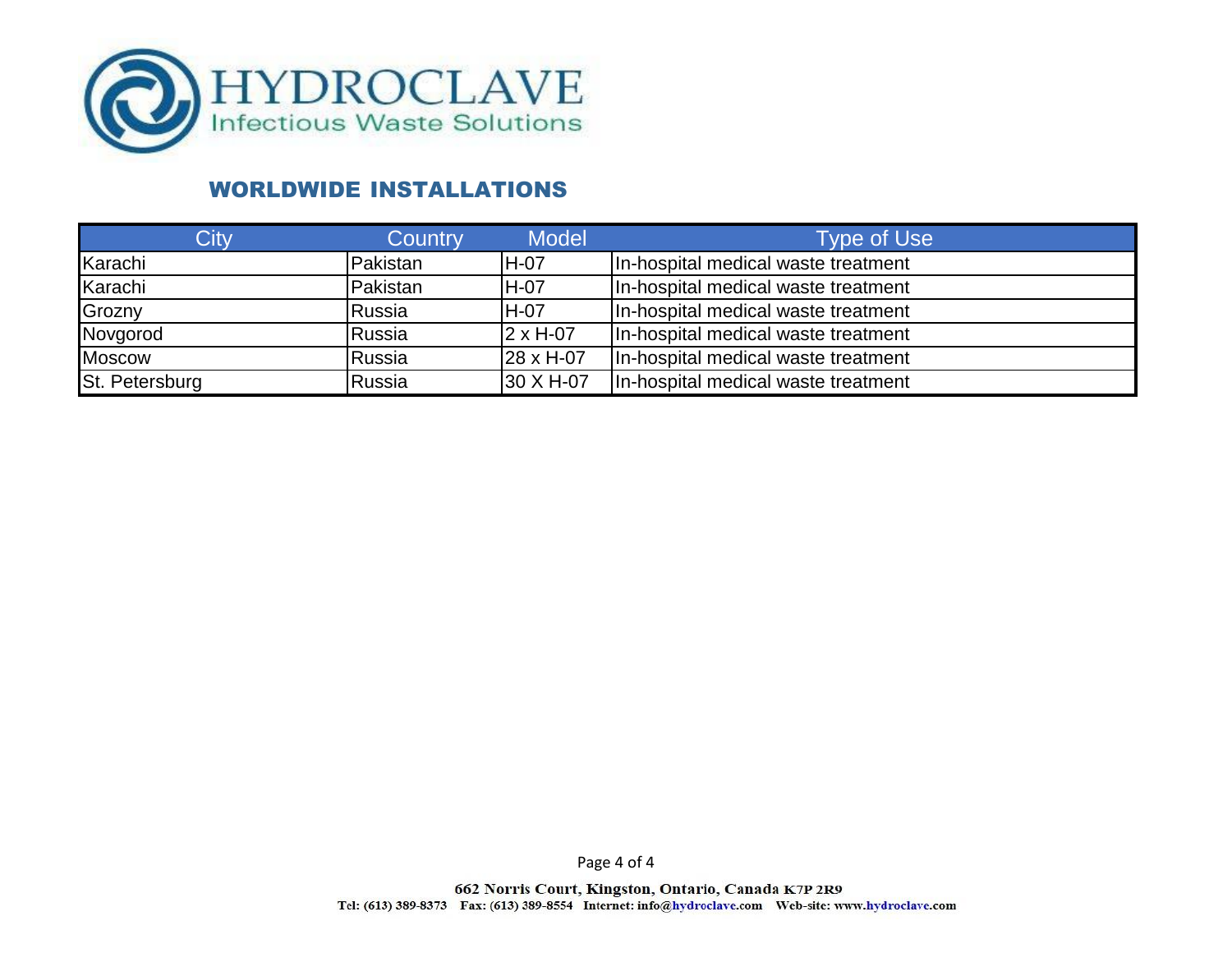HYDROCLAVE
Infectious Waste Solutions

## WORLDWIDE INSTALLATIONS

| City | Country | Model | Type of Use |
|---|---|---|---|
| Karachi | Pakistan | H-07 | In-hospital medical waste treatment |
| Karachi | Pakistan | H-07 | In-hospital medical waste treatment |
| Grozny | Russia | H-07 | In-hospital medical waste treatment |
| Novgorod | Russia | 2 x H-07 | In-hospital medical waste treatment |
| Moscow | Russia | 28 x H-07 | In-hospital medical waste treatment |
| St. Petersburg | Russia | 30 X H-07 | In-hospital medical waste treatment |

662 Norris Court, Kingston, Ontario, Canada K7P 2R9
Tel: (613) 389-8373 Fax: (613) 389-8554 Internet: info@hydroclave.com Web-site: www.hydroclave.com